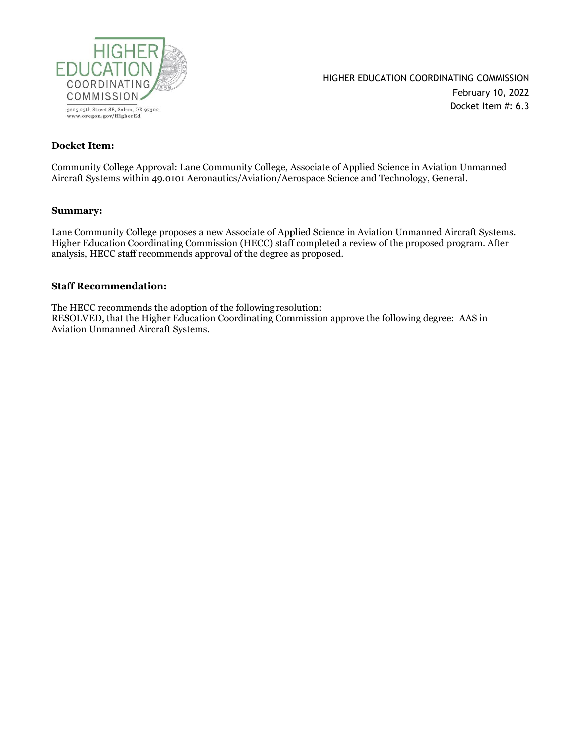HIGHER EDUCATION COORDINATING COMMISSION

3225 25th Street SE, Salem, OR 97302
www.oregon.gov/HigherEd

HIGHER EDUCATION COORDINATING COMMISSION
February 10, 2022
Docket Item #: 6.3

---

**Docket Item:**

Community College Approval: Lane Community College, Associate of Applied Science in Aviation Unmanned Aircraft Systems within 49.0101 Aeronautics/Aviation/Aerospace Science and Technology, General.

**Summary:**

Lane Community College proposes a new Associate of Applied Science in Aviation Unmanned Aircraft Systems. Higher Education Coordinating Commission (HECC) staff completed a review of the proposed program. After analysis, HECC staff recommends approval of the degree as proposed.

**Staff Recommendation:**

The HECC recommends the adoption of the following resolution:
RESOLVED, that the Higher Education Coordinating Commission approve the following degree: AAS in Aviation Unmanned Aircraft Systems.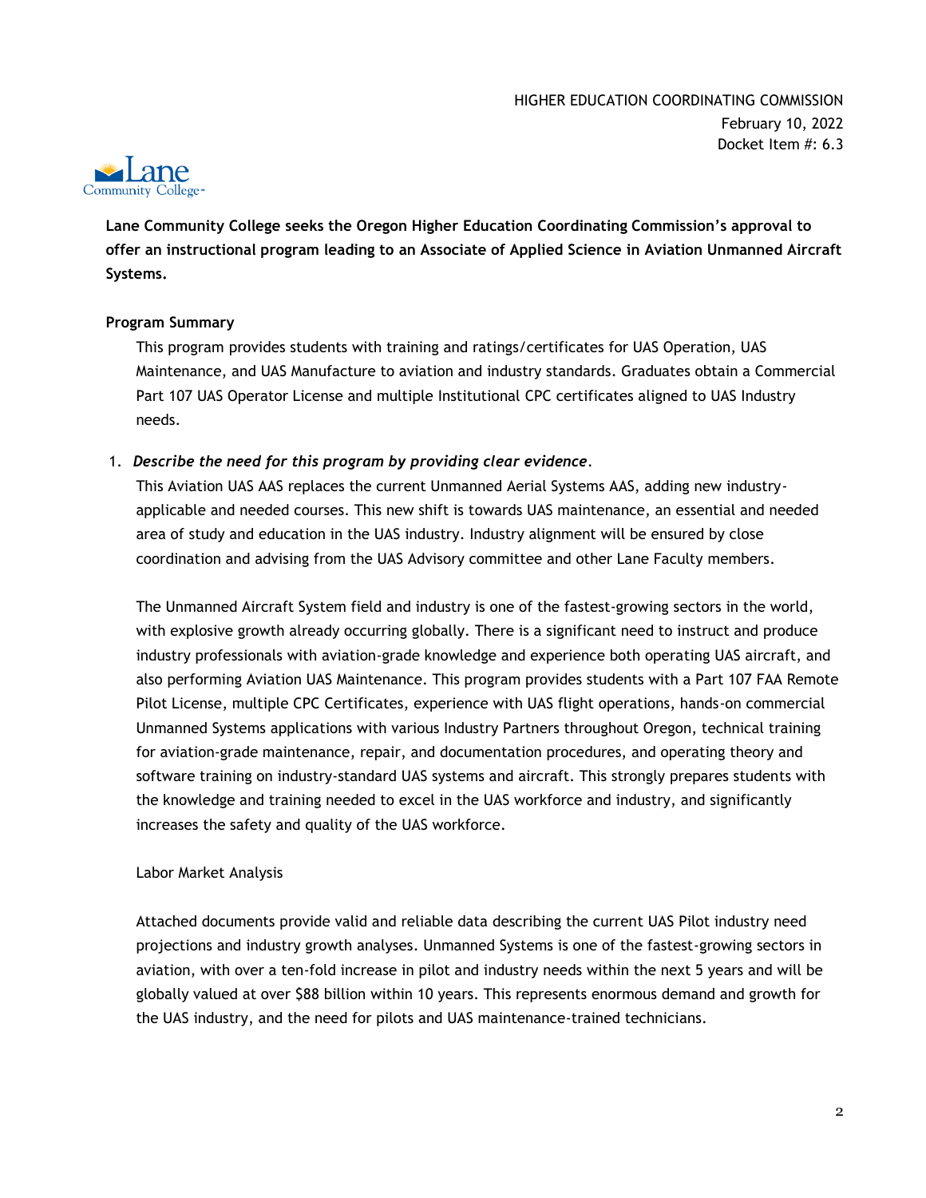HIGHER EDUCATION COORDINATING COMMISSION
February 10, 2022
Docket Item #: 6.3

Lane Community College

**Lane Community College seeks the Oregon Higher Education Coordinating Commission's approval to offer an instructional program leading to an Associate of Applied Science in Aviation Unmanned Aircraft Systems.**

**Program Summary**

This program provides students with training and ratings/certificates for UAS Operation, UAS Maintenance, and UAS Manufacture to aviation and industry standards. Graduates obtain a Commercial Part 107 UAS Operator License and multiple Institutional CPC certificates aligned to UAS Industry needs.

1. ***Describe the need for this program by providing clear evidence*.**

   This Aviation UAS AAS replaces the current Unmanned Aerial Systems AAS, adding new industry-applicable and needed courses. This new shift is towards UAS maintenance, an essential and needed area of study and education in the UAS industry. Industry alignment will be ensured by close coordination and advising from the UAS Advisory committee and other Lane Faculty members.

   The Unmanned Aircraft System field and industry is one of the fastest-growing sectors in the world, with explosive growth already occurring globally. There is a significant need to instruct and produce industry professionals with aviation-grade knowledge and experience both operating UAS aircraft, and also performing Aviation UAS Maintenance. This program provides students with a Part 107 FAA Remote Pilot License, multiple CPC Certificates, experience with UAS flight operations, hands-on commercial Unmanned Systems applications with various Industry Partners throughout Oregon, technical training for aviation-grade maintenance, repair, and documentation procedures, and operating theory and software training on industry-standard UAS systems and aircraft. This strongly prepares students with the knowledge and training needed to excel in the UAS workforce and industry, and significantly increases the safety and quality of the UAS workforce.

   Labor Market Analysis

   Attached documents provide valid and reliable data describing the current UAS Pilot industry need projections and industry growth analyses. Unmanned Systems is one of the fastest-growing sectors in aviation, with over a ten-fold increase in pilot and industry needs within the next 5 years and will be globally valued at over $88 billion within 10 years. This represents enormous demand and growth for the UAS industry, and the need for pilots and UAS maintenance-trained technicians.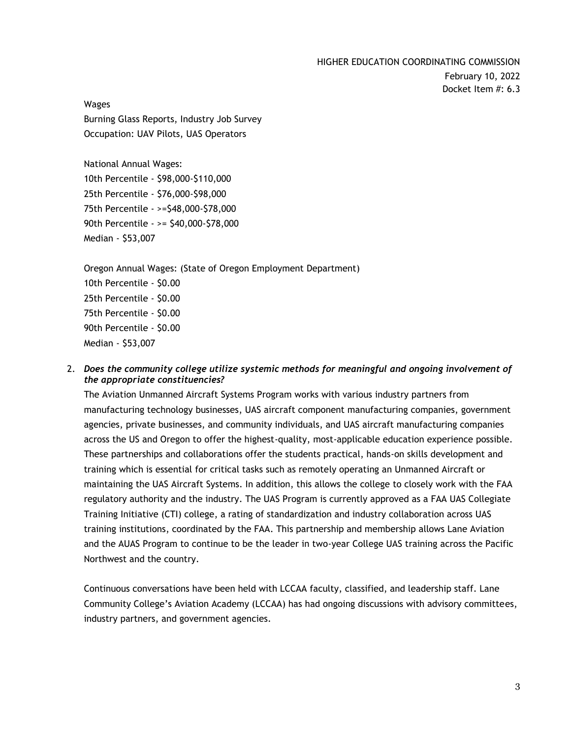Wages
Burning Glass Reports, Industry Job Survey
Occupation: UAV Pilots, UAS Operators

National Annual Wages:
10th Percentile - $98,000-$110,000
25th Percentile - $76,000-$98,000
75th Percentile - >=$48,000-$78,000
90th Percentile - >= $40,000-$78,000
Median - $53,007

Oregon Annual Wages: (State of Oregon Employment Department)
10th Percentile - $0.00
25th Percentile - $0.00
75th Percentile - $0.00
90th Percentile - $0.00
Median - $53,007

2. ***Does the community college utilize systemic methods for meaningful and ongoing involvement of the appropriate constituencies?***

   The Aviation Unmanned Aircraft Systems Program works with various industry partners from manufacturing technology businesses, UAS aircraft component manufacturing companies, government agencies, private businesses, and community individuals, and UAS aircraft manufacturing companies across the US and Oregon to offer the highest-quality, most-applicable education experience possible. These partnerships and collaborations offer the students practical, hands-on skills development and training which is essential for critical tasks such as remotely operating an Unmanned Aircraft or maintaining the UAS Aircraft Systems. In addition, this allows the college to closely work with the FAA regulatory authority and the industry. The UAS Program is currently approved as a FAA UAS Collegiate Training Initiative (CTI) college, a rating of standardization and industry collaboration across UAS training institutions, coordinated by the FAA. This partnership and membership allows Lane Aviation and the AUAS Program to continue to be the leader in two-year College UAS training across the Pacific Northwest and the country.

   Continuous conversations have been held with LCCAA faculty, classified, and leadership staff. Lane Community College's Aviation Academy (LCCAA) has had ongoing discussions with advisory committees, industry partners, and government agencies.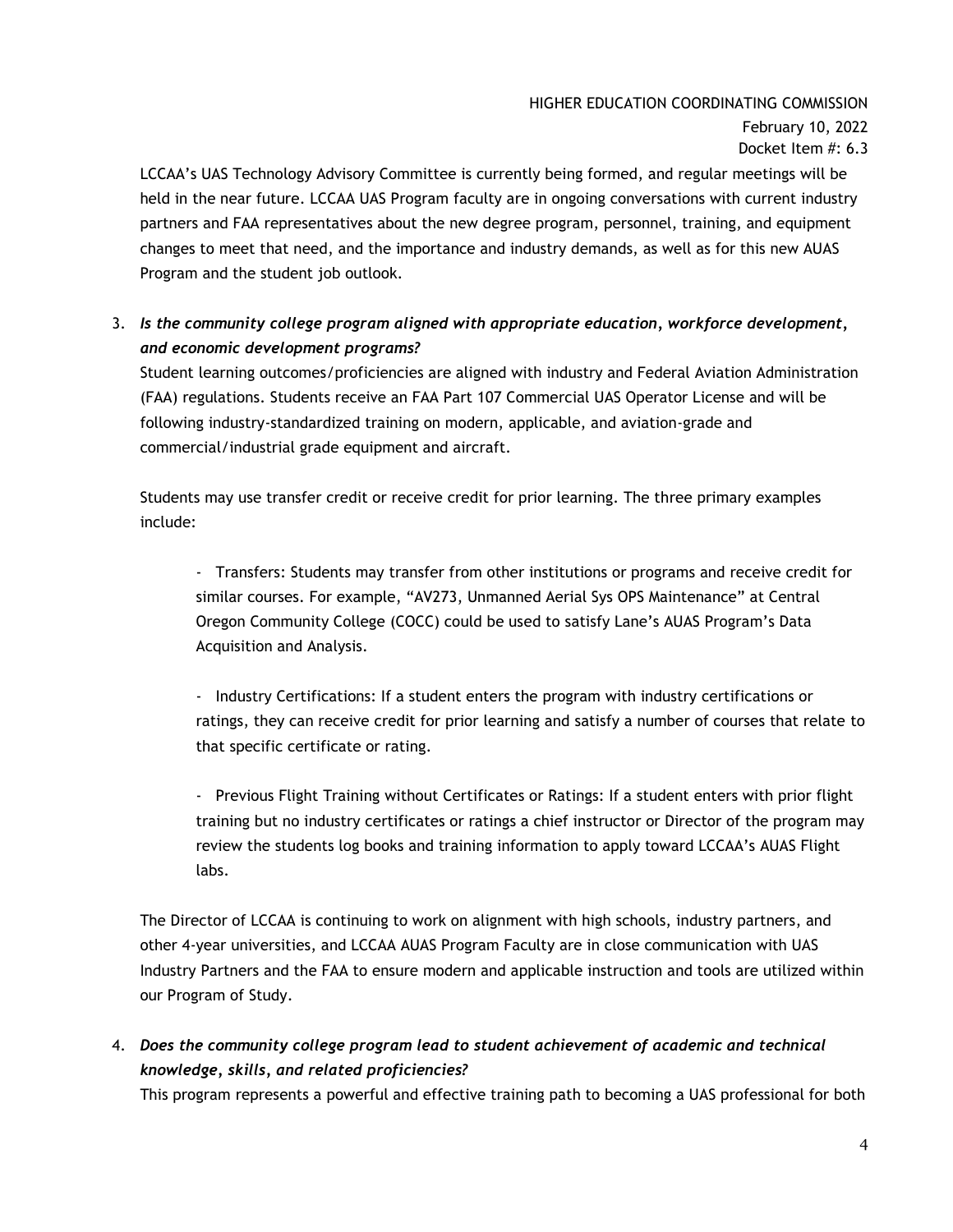LCCAA's UAS Technology Advisory Committee is currently being formed, and regular meetings will be held in the near future. LCCAA UAS Program faculty are in ongoing conversations with current industry partners and FAA representatives about the new degree program, personnel, training, and equipment changes to meet that need, and the importance and industry demands, as well as for this new AUAS Program and the student job outlook.

3. ***Is the community college program aligned with appropriate education, workforce development, and economic development programs?***
Student learning outcomes/proficiencies are aligned with industry and Federal Aviation Administration (FAA) regulations. Students receive an FAA Part 107 Commercial UAS Operator License and will be following industry-standardized training on modern, applicable, and aviation-grade and commercial/industrial grade equipment and aircraft.

Students may use transfer credit or receive credit for prior learning. The three primary examples include:

- Transfers: Students may transfer from other institutions or programs and receive credit for similar courses. For example, "AV273, Unmanned Aerial Sys OPS Maintenance" at Central Oregon Community College (COCC) could be used to satisfy Lane's AUAS Program's Data Acquisition and Analysis.

- Industry Certifications: If a student enters the program with industry certifications or ratings, they can receive credit for prior learning and satisfy a number of courses that relate to that specific certificate or rating.

- Previous Flight Training without Certificates or Ratings: If a student enters with prior flight training but no industry certificates or ratings a chief instructor or Director of the program may review the students log books and training information to apply toward LCCAA's AUAS Flight labs.

The Director of LCCAA is continuing to work on alignment with high schools, industry partners, and other 4-year universities, and LCCAA AUAS Program Faculty are in close communication with UAS Industry Partners and the FAA to ensure modern and applicable instruction and tools are utilized within our Program of Study.

4. ***Does the community college program lead to student achievement of academic and technical knowledge, skills, and related proficiencies?***
This program represents a powerful and effective training path to becoming a UAS professional for both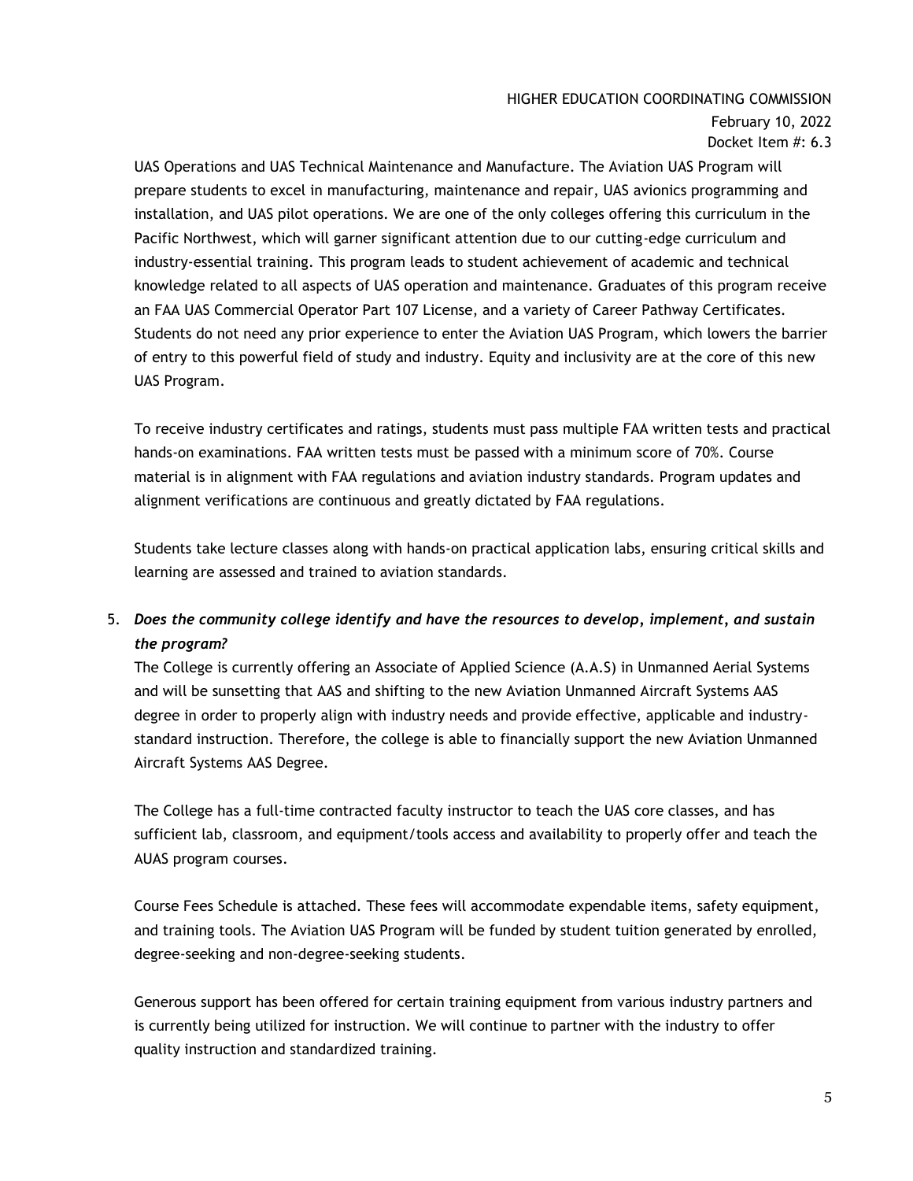UAS Operations and UAS Technical Maintenance and Manufacture. The Aviation UAS Program will prepare students to excel in manufacturing, maintenance and repair, UAS avionics programming and installation, and UAS pilot operations. We are one of the only colleges offering this curriculum in the Pacific Northwest, which will garner significant attention due to our cutting-edge curriculum and industry-essential training. This program leads to student achievement of academic and technical knowledge related to all aspects of UAS operation and maintenance. Graduates of this program receive an FAA UAS Commercial Operator Part 107 License, and a variety of Career Pathway Certificates. Students do not need any prior experience to enter the Aviation UAS Program, which lowers the barrier of entry to this powerful field of study and industry. Equity and inclusivity are at the core of this new UAS Program.

To receive industry certificates and ratings, students must pass multiple FAA written tests and practical hands-on examinations. FAA written tests must be passed with a minimum score of 70%. Course material is in alignment with FAA regulations and aviation industry standards. Program updates and alignment verifications are continuous and greatly dictated by FAA regulations.

Students take lecture classes along with hands-on practical application labs, ensuring critical skills and learning are assessed and trained to aviation standards.

5. ***Does the community college identify and have the resources to develop, implement, and sustain the program?***

   The College is currently offering an Associate of Applied Science (A.A.S) in Unmanned Aerial Systems and will be sunsetting that AAS and shifting to the new Aviation Unmanned Aircraft Systems AAS degree in order to properly align with industry needs and provide effective, applicable and industry-standard instruction. Therefore, the college is able to financially support the new Aviation Unmanned Aircraft Systems AAS Degree.

   The College has a full-time contracted faculty instructor to teach the UAS core classes, and has sufficient lab, classroom, and equipment/tools access and availability to properly offer and teach the AUAS program courses.

   Course Fees Schedule is attached. These fees will accommodate expendable items, safety equipment, and training tools. The Aviation UAS Program will be funded by student tuition generated by enrolled, degree-seeking and non-degree-seeking students.

   Generous support has been offered for certain training equipment from various industry partners and is currently being utilized for instruction. We will continue to partner with the industry to offer quality instruction and standardized training.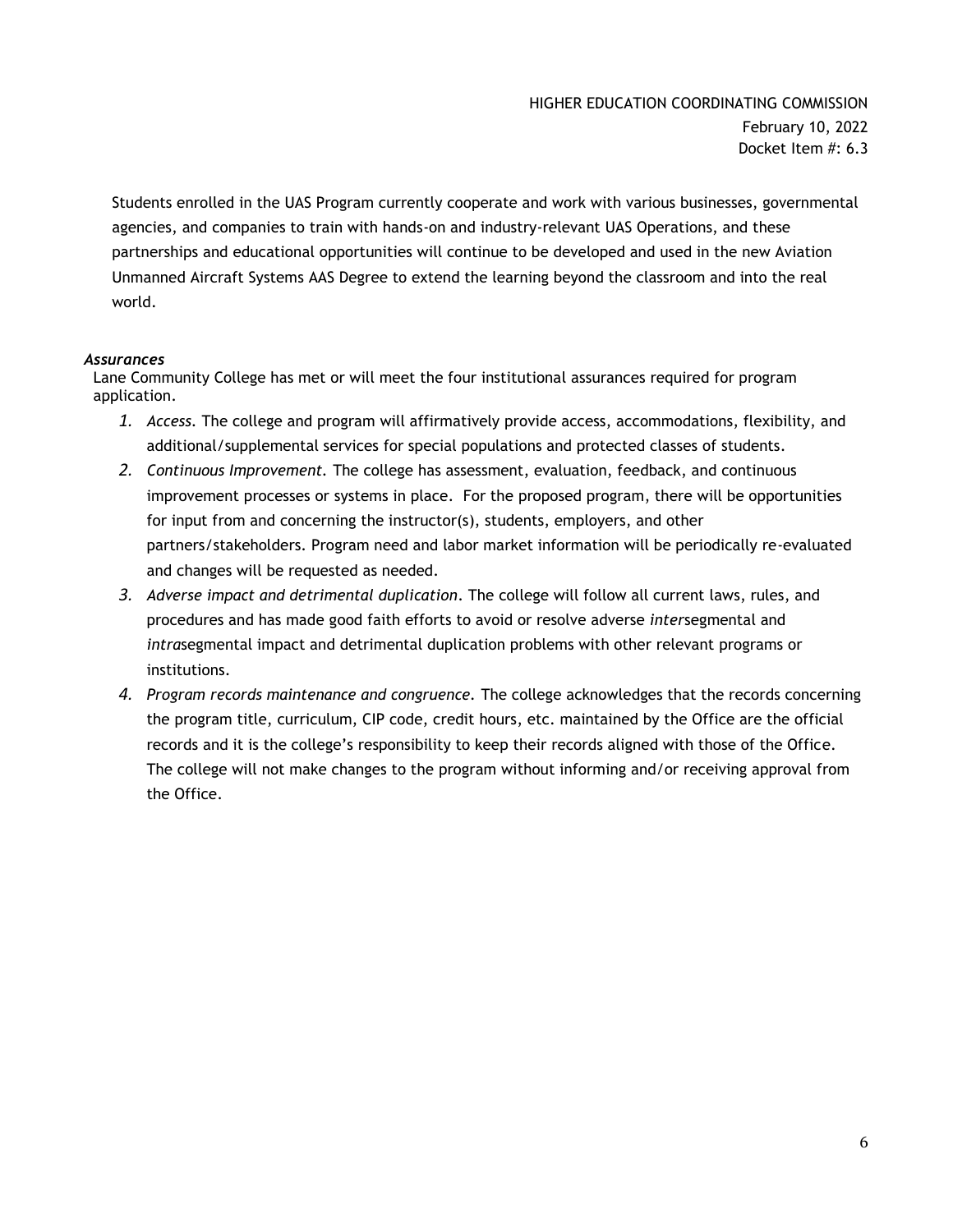Students enrolled in the UAS Program currently cooperate and work with various businesses, governmental agencies, and companies to train with hands-on and industry-relevant UAS Operations, and these partnerships and educational opportunities will continue to be developed and used in the new Aviation Unmanned Aircraft Systems AAS Degree to extend the learning beyond the classroom and into the real world.

***Assurances***

Lane Community College has met or will meet the four institutional assurances required for program application.

1. *Access.* The college and program will affirmatively provide access, accommodations, flexibility, and additional/supplemental services for special populations and protected classes of students.
2. *Continuous Improvement.* The college has assessment, evaluation, feedback, and continuous improvement processes or systems in place. For the proposed program, there will be opportunities for input from and concerning the instructor(s), students, employers, and other partners/stakeholders. Program need and labor market information will be periodically re-evaluated and changes will be requested as needed.
3. *Adverse impact and detrimental duplication*. The college will follow all current laws, rules, and procedures and has made good faith efforts to avoid or resolve adverse *inter*segmental and *intra*segmental impact and detrimental duplication problems with other relevant programs or institutions.
4. *Program records maintenance and congruence.* The college acknowledges that the records concerning the program title, curriculum, CIP code, credit hours, etc. maintained by the Office are the official records and it is the college's responsibility to keep their records aligned with those of the Office. The college will not make changes to the program without informing and/or receiving approval from the Office.